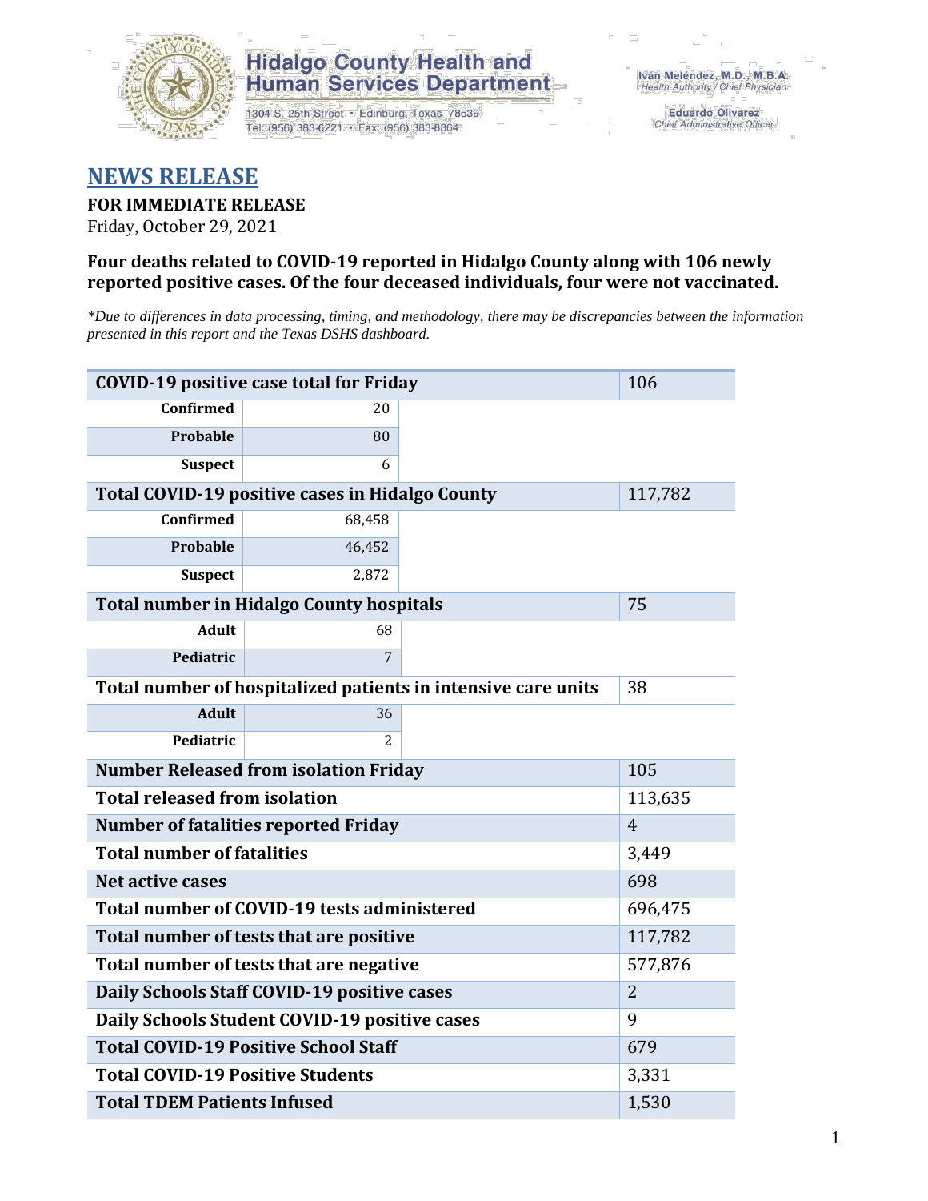Hidalgo County Health and Human Services Department

1304 S. 25th Street • Edinburg, Texas 78539
Tel: (956) 383-6221 • Fax: (956) 383-8864

Iván Meléndez, M.D., M.B.A.
Health Authority / Chief Physician

Eduardo Olivarez
Chief Administrative Officer

# NEWS RELEASE

**FOR IMMEDIATE RELEASE**
Friday, October 29, 2021

**Four deaths related to COVID-19 reported in Hidalgo County along with 106 newly reported positive cases. Of the four deceased individuals, four were not vaccinated.**

*\*Due to differences in data processing, timing, and methodology, there may be discrepancies between the information presented in this report and the Texas DSHS dashboard.*

| COVID-19 positive case total for Friday | | 106 |
|---|---|---|
| Confirmed | 20 | |
| Probable | 80 | |
| Suspect | 6 | |
| **Total COVID-19 positive cases in Hidalgo County** | | 117,782 |
| Confirmed | 68,458 | |
| Probable | 46,452 | |
| Suspect | 2,872 | |
| **Total number in Hidalgo County hospitals** | | 75 |
| Adult | 68 | |
| Pediatric | 7 | |
| **Total number of hospitalized patients in intensive care units** | | 38 |
| Adult | 36 | |
| Pediatric | 2 | |
| **Number Released from isolation Friday** | | 105 |
| **Total released from isolation** | | 113,635 |
| **Number of fatalities reported Friday** | | 4 |
| **Total number of fatalities** | | 3,449 |
| **Net active cases** | | 698 |
| **Total number of COVID-19 tests administered** | | 696,475 |
| **Total number of tests that are positive** | | 117,782 |
| **Total number of tests that are negative** | | 577,876 |
| **Daily Schools Staff COVID-19 positive cases** | | 2 |
| **Daily Schools Student COVID-19 positive cases** | | 9 |
| **Total COVID-19 Positive School Staff** | | 679 |
| **Total COVID-19 Positive Students** | | 3,331 |
| **Total TDEM Patients Infused** | | 1,530 |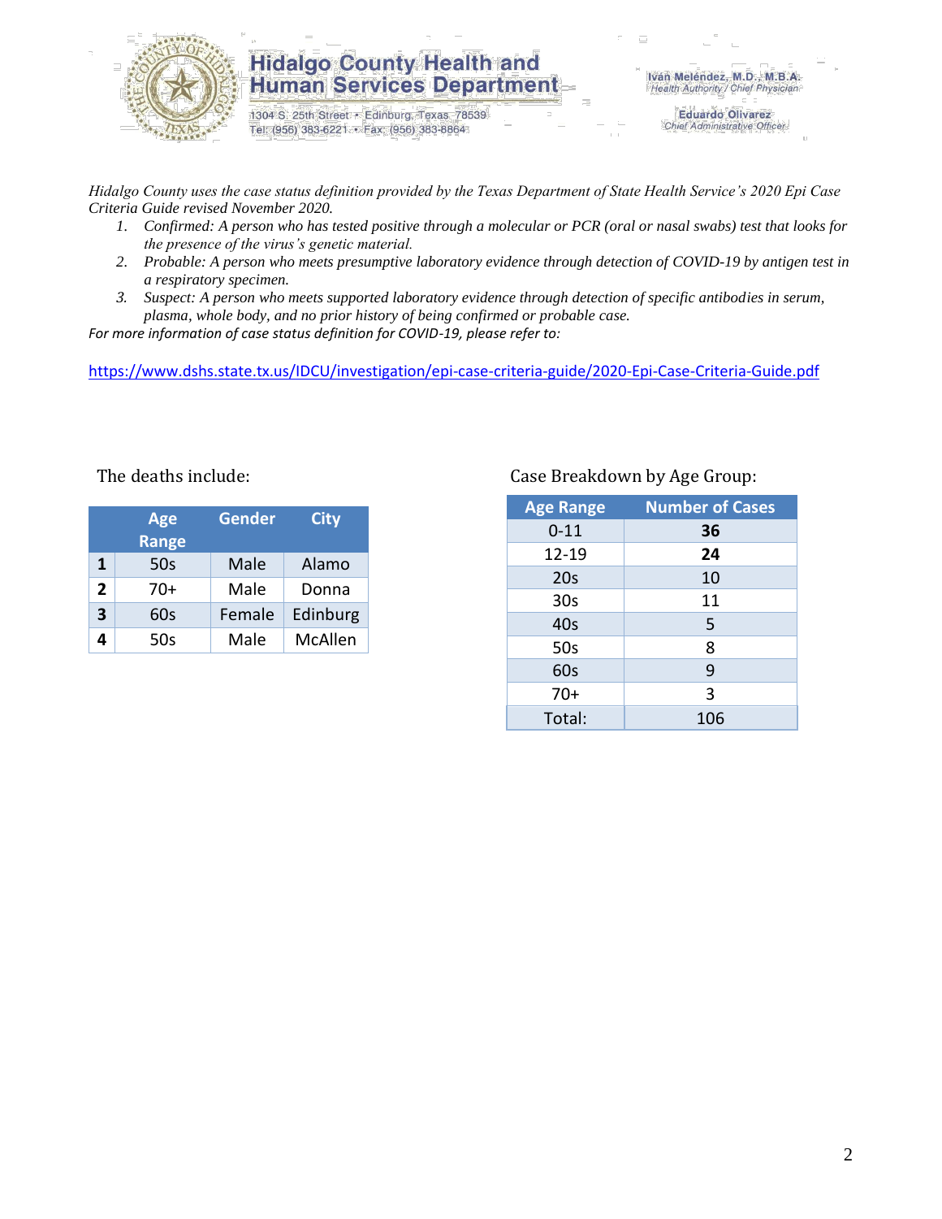**Hidalgo County Health and Human Services Department**

1304 S. 25th Street • Edinburg, Texas 78539
Tel: (956) 383-6221 • Fax: (956) 383-8864

Iván Meléndez, M.D., M.B.A.
*Health Authority / Chief Physician*

Eduardo Olivarez
*Chief Administrative Officer*

*Hidalgo County uses the case status definition provided by the Texas Department of State Health Service's 2020 Epi Case Criteria Guide revised November 2020.*

1. *Confirmed: A person who has tested positive through a molecular or PCR (oral or nasal swabs) test that looks for the presence of the virus's genetic material.*
2. *Probable: A person who meets presumptive laboratory evidence through detection of COVID-19 by antigen test in a respiratory specimen.*
3. *Suspect: A person who meets supported laboratory evidence through detection of specific antibodies in serum, plasma, whole body, and no prior history of being confirmed or probable case.*

*For more information of case status definition for COVID-19, please refer to:*

https://www.dshs.state.tx.us/IDCU/investigation/epi-case-criteria-guide/2020-Epi-Case-Criteria-Guide.pdf

The deaths include:

| | Age Range | Gender | City |
|---|---|---|---|
| **1** | 50s | Male | Alamo |
| **2** | 70+ | Male | Donna |
| **3** | 60s | Female | Edinburg |
| **4** | 50s | Male | McAllen |

Case Breakdown by Age Group:

| Age Range | Number of Cases |
|---|---|
| 0-11 | **36** |
| 12-19 | **24** |
| 20s | 10 |
| 30s | 11 |
| 40s | 5 |
| 50s | 8 |
| 60s | 9 |
| 70+ | 3 |
| Total: | 106 |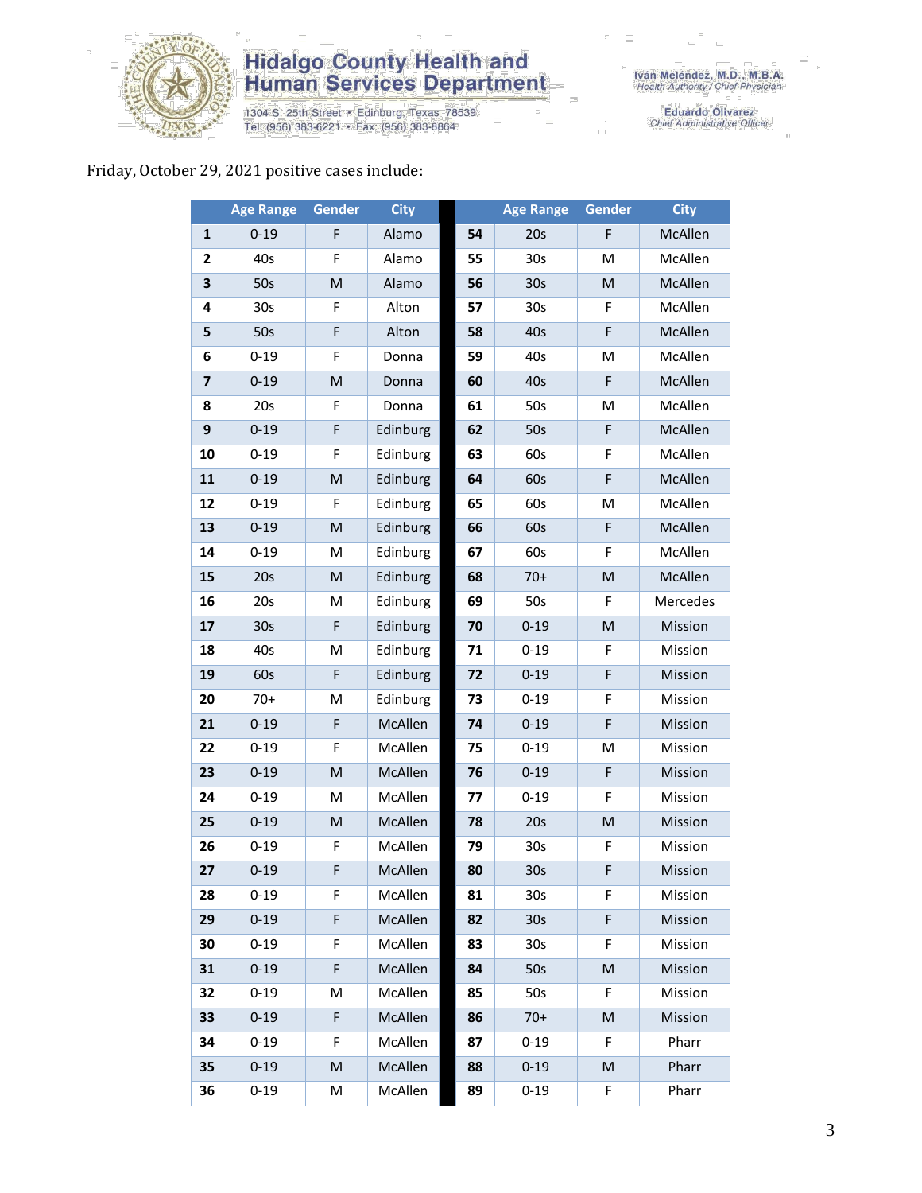Hidalgo County Health and Human Services Department

1304 S. 25th Street • Edinburg, Texas 78539
Tel: (956) 383-6221 • Fax: (956) 383-8864

Iván Meléndez, M.D., M.B.A.
Health Authority / Chief Physician

Eduardo Olivarez
Chief Administrative Officer

Friday, October 29, 2021 positive cases include:

| | Age Range | Gender | City | | Age Range | Gender | City |
|---|---|---|---|---|---|---|---|
| 1 | 0-19 | F | Alamo | 54 | 20s | F | McAllen |
| 2 | 40s | F | Alamo | 55 | 30s | M | McAllen |
| 3 | 50s | M | Alamo | 56 | 30s | M | McAllen |
| 4 | 30s | F | Alton | 57 | 30s | F | McAllen |
| 5 | 50s | F | Alton | 58 | 40s | F | McAllen |
| 6 | 0-19 | F | Donna | 59 | 40s | M | McAllen |
| 7 | 0-19 | M | Donna | 60 | 40s | F | McAllen |
| 8 | 20s | F | Donna | 61 | 50s | M | McAllen |
| 9 | 0-19 | F | Edinburg | 62 | 50s | F | McAllen |
| 10 | 0-19 | F | Edinburg | 63 | 60s | F | McAllen |
| 11 | 0-19 | M | Edinburg | 64 | 60s | F | McAllen |
| 12 | 0-19 | F | Edinburg | 65 | 60s | M | McAllen |
| 13 | 0-19 | M | Edinburg | 66 | 60s | F | McAllen |
| 14 | 0-19 | M | Edinburg | 67 | 60s | F | McAllen |
| 15 | 20s | M | Edinburg | 68 | 70+ | M | McAllen |
| 16 | 20s | M | Edinburg | 69 | 50s | F | Mercedes |
| 17 | 30s | F | Edinburg | 70 | 0-19 | M | Mission |
| 18 | 40s | M | Edinburg | 71 | 0-19 | F | Mission |
| 19 | 60s | F | Edinburg | 72 | 0-19 | F | Mission |
| 20 | 70+ | M | Edinburg | 73 | 0-19 | F | Mission |
| 21 | 0-19 | F | McAllen | 74 | 0-19 | F | Mission |
| 22 | 0-19 | F | McAllen | 75 | 0-19 | M | Mission |
| 23 | 0-19 | M | McAllen | 76 | 0-19 | F | Mission |
| 24 | 0-19 | M | McAllen | 77 | 0-19 | F | Mission |
| 25 | 0-19 | M | McAllen | 78 | 20s | M | Mission |
| 26 | 0-19 | F | McAllen | 79 | 30s | F | Mission |
| 27 | 0-19 | F | McAllen | 80 | 30s | F | Mission |
| 28 | 0-19 | F | McAllen | 81 | 30s | F | Mission |
| 29 | 0-19 | F | McAllen | 82 | 30s | F | Mission |
| 30 | 0-19 | F | McAllen | 83 | 30s | F | Mission |
| 31 | 0-19 | F | McAllen | 84 | 50s | M | Mission |
| 32 | 0-19 | M | McAllen | 85 | 50s | F | Mission |
| 33 | 0-19 | F | McAllen | 86 | 70+ | M | Mission |
| 34 | 0-19 | F | McAllen | 87 | 0-19 | F | Pharr |
| 35 | 0-19 | M | McAllen | 88 | 0-19 | M | Pharr |
| 36 | 0-19 | M | McAllen | 89 | 0-19 | F | Pharr |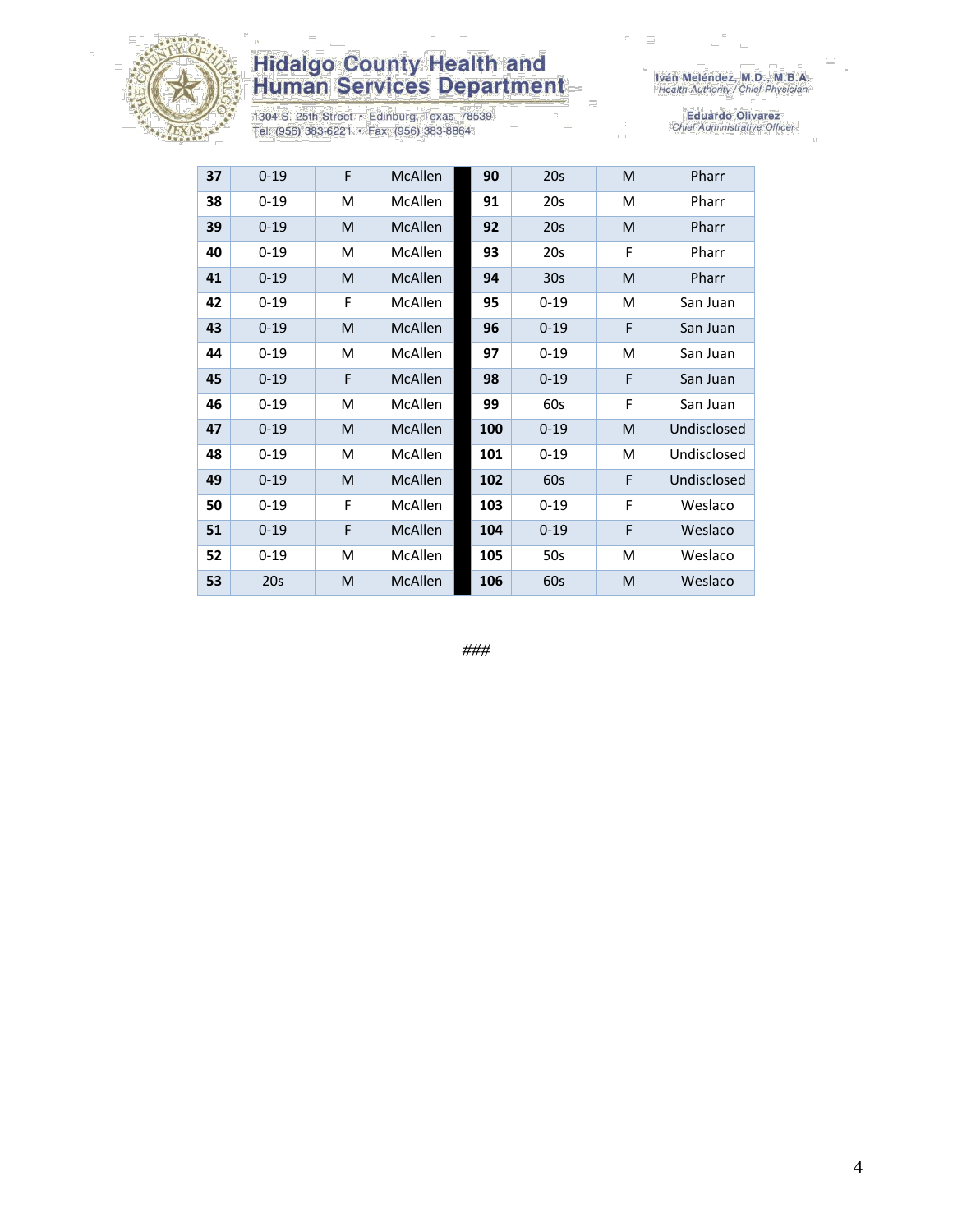| | | | | | | | | |
|---|---|---|---|---|---|---|---|---|
| **37** | 0-19 | F | McAllen | | **90** | 20s | M | Pharr |
| **38** | 0-19 | M | McAllen | | **91** | 20s | M | Pharr |
| **39** | 0-19 | M | McAllen | | **92** | 20s | M | Pharr |
| **40** | 0-19 | M | McAllen | | **93** | 20s | F | Pharr |
| **41** | 0-19 | M | McAllen | | **94** | 30s | M | Pharr |
| **42** | 0-19 | F | McAllen | | **95** | 0-19 | M | San Juan |
| **43** | 0-19 | M | McAllen | | **96** | 0-19 | F | San Juan |
| **44** | 0-19 | M | McAllen | | **97** | 0-19 | M | San Juan |
| **45** | 0-19 | F | McAllen | | **98** | 0-19 | F | San Juan |
| **46** | 0-19 | M | McAllen | | **99** | 60s | F | San Juan |
| **47** | 0-19 | M | McAllen | | **100** | 0-19 | M | Undisclosed |
| **48** | 0-19 | M | McAllen | | **101** | 0-19 | M | Undisclosed |
| **49** | 0-19 | M | McAllen | | **102** | 60s | F | Undisclosed |
| **50** | 0-19 | F | McAllen | | **103** | 0-19 | F | Weslaco |
| **51** | 0-19 | F | McAllen | | **104** | 0-19 | F | Weslaco |
| **52** | 0-19 | M | McAllen | | **105** | 50s | M | Weslaco |
| **53** | 20s | M | McAllen | | **106** | 60s | M | Weslaco |

###